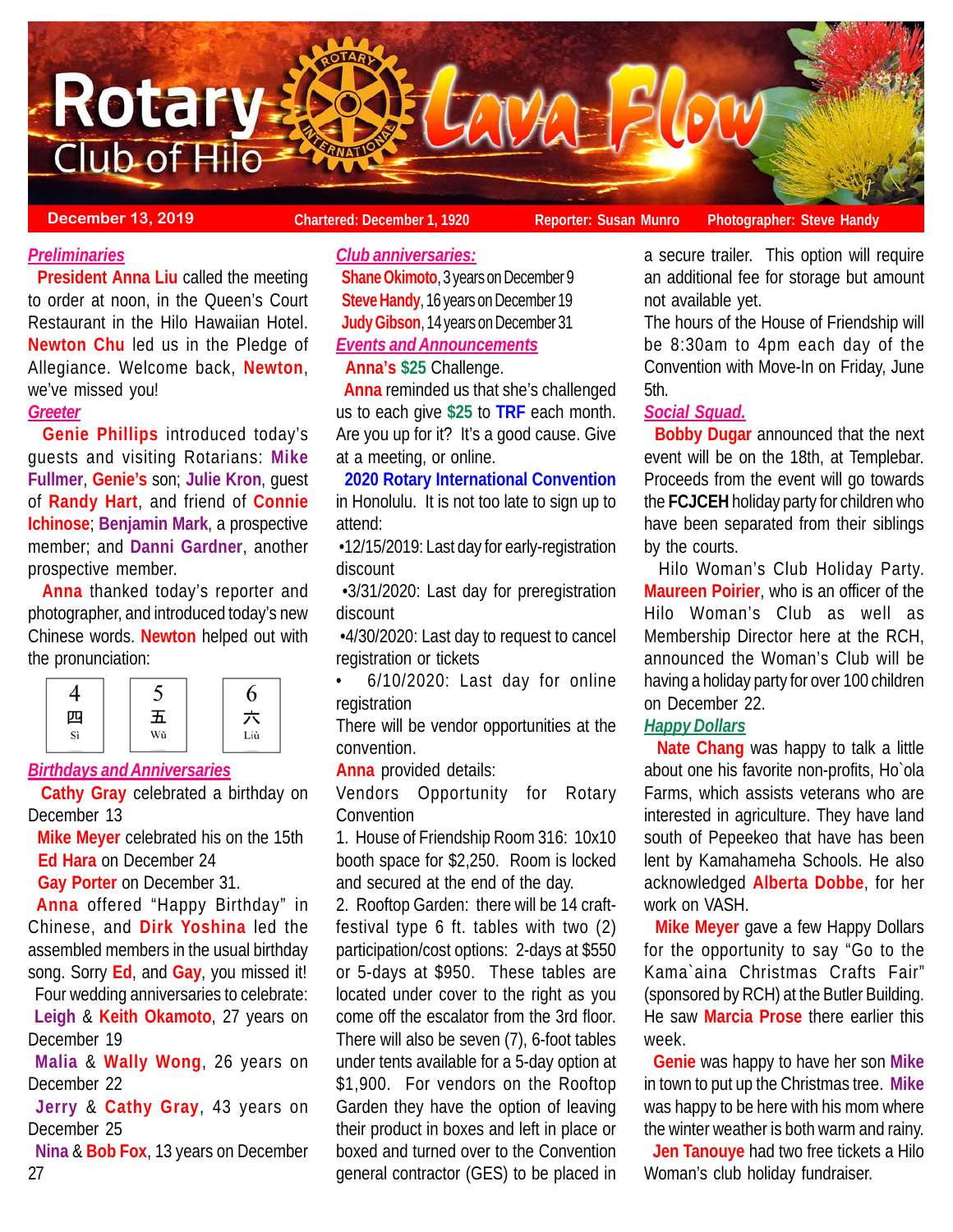# Rotary Club of Hilo Lava Flow

December 13, 2019 | Chartered: December 1, 1920 | Reporter: Susan Munro | Photographer: Steve Handy

## *Preliminaries*

**President Anna Liu** called the meeting to order at noon, in the Queen's Court Restaurant in the Hilo Hawaiian Hotel. **Newton Chu** led us in the Pledge of Allegiance. Welcome back, **Newton**, we've missed you!

## *Greeter*

**Genie Phillips** introduced today's guests and visiting Rotarians: **Mike Fullmer**, **Genie's** son; **Julie Kron**, guest of **Randy Hart**, and friend of **Connie Ichinose**; **Benjamin Mark**, a prospective member; and **Danni Gardner**, another prospective member.

**Anna** thanked today's reporter and photographer, and introduced today's new Chinese words. **Newton** helped out with the pronunciation:

| 4 | 5 | 6 |
|---|---|---|
| 四 | 五 | 六 |
| Sì | Wǔ | Liù |

## *Birthdays and Anniversaries*

**Cathy Gray** celebrated a birthday on December 13

**Mike Meyer** celebrated his on the 15th

**Ed Hara** on December 24

**Gay Porter** on December 31.

**Anna** offered "Happy Birthday" in Chinese, and **Dirk Yoshina** led the assembled members in the usual birthday song. Sorry **Ed**, and **Gay**, you missed it!

Four wedding anniversaries to celebrate:

**Leigh** & **Keith Okamoto**, 27 years on December 19

**Malia** & **Wally Wong**, 26 years on December 22

**Jerry** & **Cathy Gray**, 43 years on December 25

**Nina** & **Bob Fox**, 13 years on December 27

## *Club anniversaries:*

**Shane Okimoto**, 3 years on December 9

**Steve Handy**, 16 years on December 19

**Judy Gibson**, 14 years on December 31

## *Events and Announcements*

**Anna's $25** Challenge.

**Anna** reminded us that she's challenged us to each give **$25** to **TRF** each month. Are you up for it? It's a good cause. Give at a meeting, or online.

**2020 Rotary International Convention** in Honolulu. It is not too late to sign up to attend:

- 12/15/2019: Last day for early-registration discount
- 3/31/2020: Last day for preregistration discount
- 4/30/2020: Last day to request to cancel registration or tickets
- 6/10/2020: Last day for online registration

There will be vendor opportunities at the convention.

**Anna** provided details:

Vendors Opportunity for Rotary Convention

1. House of Friendship Room 316: 10x10 booth space for $2,250. Room is locked and secured at the end of the day.
2. Rooftop Garden: there will be 14 craft-festival type 6 ft. tables with two (2) participation/cost options: 2-days at $550 or 5-days at $950. These tables are located under cover to the right as you come off the escalator from the 3rd floor. There will also be seven (7), 6-foot tables under tents available for a 5-day option at $1,900. For vendors on the Rooftop Garden they have the option of leaving their product in boxes and left in place or boxed and turned over to the Convention general contractor (GES) to be placed in a secure trailer. This option will require an additional fee for storage but amount not available yet.

The hours of the House of Friendship will be 8:30am to 4pm each day of the Convention with Move-In on Friday, June 5th.

## *Social Squad.*

**Bobby Dugar** announced that the next event will be on the 18th, at Templebar. Proceeds from the event will go towards the **FCJCEH** holiday party for children who have been separated from their siblings by the courts.

Hilo Woman's Club Holiday Party. **Maureen Poirier**, who is an officer of the Hilo Woman's Club as well as Membership Director here at the RCH, announced the Woman's Club will be having a holiday party for over 100 children on December 22.

## *Happy Dollars*

**Nate Chang** was happy to talk a little about one his favorite non-profits, Ho`ola Farms, which assists veterans who are interested in agriculture. They have land south of Pepeekeo that have has been lent by Kamahameha Schools. He also acknowledged **Alberta Dobbe**, for her work on VASH.

**Mike Meyer** gave a few Happy Dollars for the opportunity to say "Go to the Kama`aina Christmas Crafts Fair" (sponsored by RCH) at the Butler Building. He saw **Marcia Prose** there earlier this week.

**Genie** was happy to have her son **Mike** in town to put up the Christmas tree. **Mike** was happy to be here with his mom where the winter weather is both warm and rainy.

**Jen Tanouye** had two free tickets a Hilo Woman's club holiday fundraiser.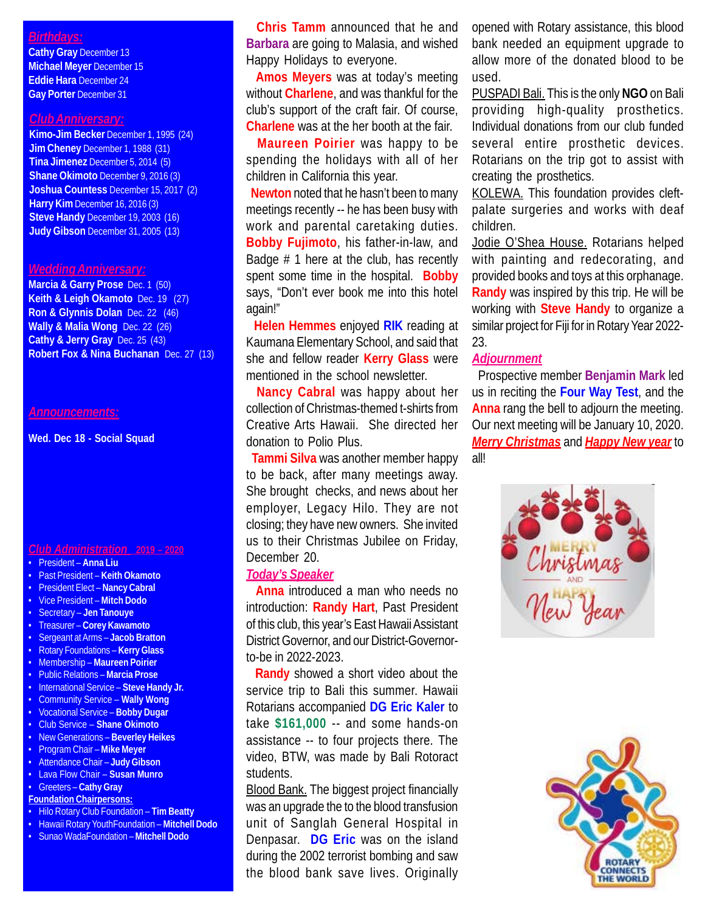## *Birthdays:*

**Cathy Gray** December 13
**Michael Meyer** December 15
**Eddie Hara** December 24
**Gay Porter** December 31

## *Club Anniversary:*

**Kimo-Jim Becker** December 1, 1995 (24)
**Jim Cheney** December 1, 1988 (31)
**Tina Jimenez** December 5, 2014 (5)
**Shane Okimoto** December 9, 2016 (3)
**Joshua Countess** December 15, 2017 (2)
**Harry Kim** December 16, 2016 (3)
**Steve Handy** December 19, 2003 (16)
**Judy Gibson** December 31, 2005 (13)

## *Wedding Anniversary:*

**Marcia & Garry Prose** Dec. 1 (50)
**Keith & Leigh Okamoto** Dec. 19 (27)
**Ron & Glynnis Dolan** Dec. 22 (46)
**Wally & Malia Wong** Dec. 22 (26)
**Cathy & Jerry Gray** Dec. 25 (43)
**Robert Fox & Nina Buchanan** Dec. 27 (13)

## *Announcements:*

**Wed. Dec 18 - Social Squad**

## *Club Administration* 2019 – 2020

- President – **Anna Liu**
- Past President – **Keith Okamoto**
- President Elect – **Nancy Cabral**
- Vice President – **Mitch Dodo**
- Secretary – **Jen Tanouye**
- Treasurer – **Corey Kawamoto**
- Sergeant at Arms – **Jacob Bratton**
- Rotary Foundations – **Kerry Glass**
- Membership – **Maureen Poirier**
- Public Relations – **Marcia Prose**
- International Service – **Steve Handy Jr.**
- Community Service – **Wally Wong**
- Vocational Service – **Bobby Dugar**
- Club Service – **Shane Okimoto**
- New Generations – **Beverley Heikes**
- Program Chair – **Mike Meyer**
- Attendance Chair – **Judy Gibson**
- Lava Flow Chair – **Susan Munro**
- Greeters – **Cathy Gray**

**Foundation Chairpersons:**

- Hilo Rotary Club Foundation – **Tim Beatty**
- Hawaii Rotary YouthFoundation – **Mitchell Dodo**
- Sunao WadaFoundation – **Mitchell Dodo**

**Chris Tamm** announced that he and **Barbara** are going to Malasia, and wished Happy Holidays to everyone.

**Amos Meyers** was at today's meeting without **Charlene**, and was thankful for the club's support of the craft fair. Of course, **Charlene** was at the her booth at the fair.

**Maureen Poirier** was happy to be spending the holidays with all of her children in California this year.

**Newton** noted that he hasn't been to many meetings recently -- he has been busy with work and parental caretaking duties. **Bobby Fujimoto**, his father-in-law, and Badge # 1 here at the club, has recently spent some time in the hospital. **Bobby** says, "Don't ever book me into this hotel again!"

**Helen Hemmes** enjoyed **RIK** reading at Kaumana Elementary School, and said that she and fellow reader **Kerry Glass** were mentioned in the school newsletter.

**Nancy Cabral** was happy about her collection of Christmas-themed t-shirts from Creative Arts Hawaii. She directed her donation to Polio Plus.

**Tammi Silva** was another member happy to be back, after many meetings away. She brought checks, and news about her employer, Legacy Hilo. They are not closing; they have new owners. She invited us to their Christmas Jubilee on Friday, December 20.

## *Today's Speaker*

**Anna** introduced a man who needs no introduction: **Randy Hart**, Past President of this club, this year's East Hawaii Assistant District Governor, and our District-Governor-to-be in 2022-2023.

**Randy** showed a short video about the service trip to Bali this summer. Hawaii Rotarians accompanied **DG Eric Kaler** to take **$161,000** -- and some hands-on assistance -- to four projects there. The video, BTW, was made by Bali Rotoract students.

Blood Bank. The biggest project financially was an upgrade the to the blood transfusion unit of Sanglah General Hospital in Denpasar. **DG Eric** was on the island during the 2002 terrorist bombing and saw the blood bank save lives. Originally opened with Rotary assistance, this blood bank needed an equipment upgrade to allow more of the donated blood to be used.

PUSPADI Bali. This is the only **NGO** on Bali providing high-quality prosthetics. Individual donations from our club funded several entire prosthetic devices. Rotarians on the trip got to assist with creating the prosthetics.

KOLEWA. This foundation provides cleft-palate surgeries and works with deaf children.

Jodie O'Shea House. Rotarians helped with painting and redecorating, and provided books and toys at this orphanage. **Randy** was inspired by this trip. He will be working with **Steve Handy** to organize a similar project for Fiji for in Rotary Year 2022-23.

## *Adjournment*

Prospective member **Benjamin Mark** led us in reciting the **Four Way Test**, and the **Anna** rang the bell to adjourn the meeting. Our next meeting will be January 10, 2020. ***Merry Christmas*** and ***Happy New year*** to all!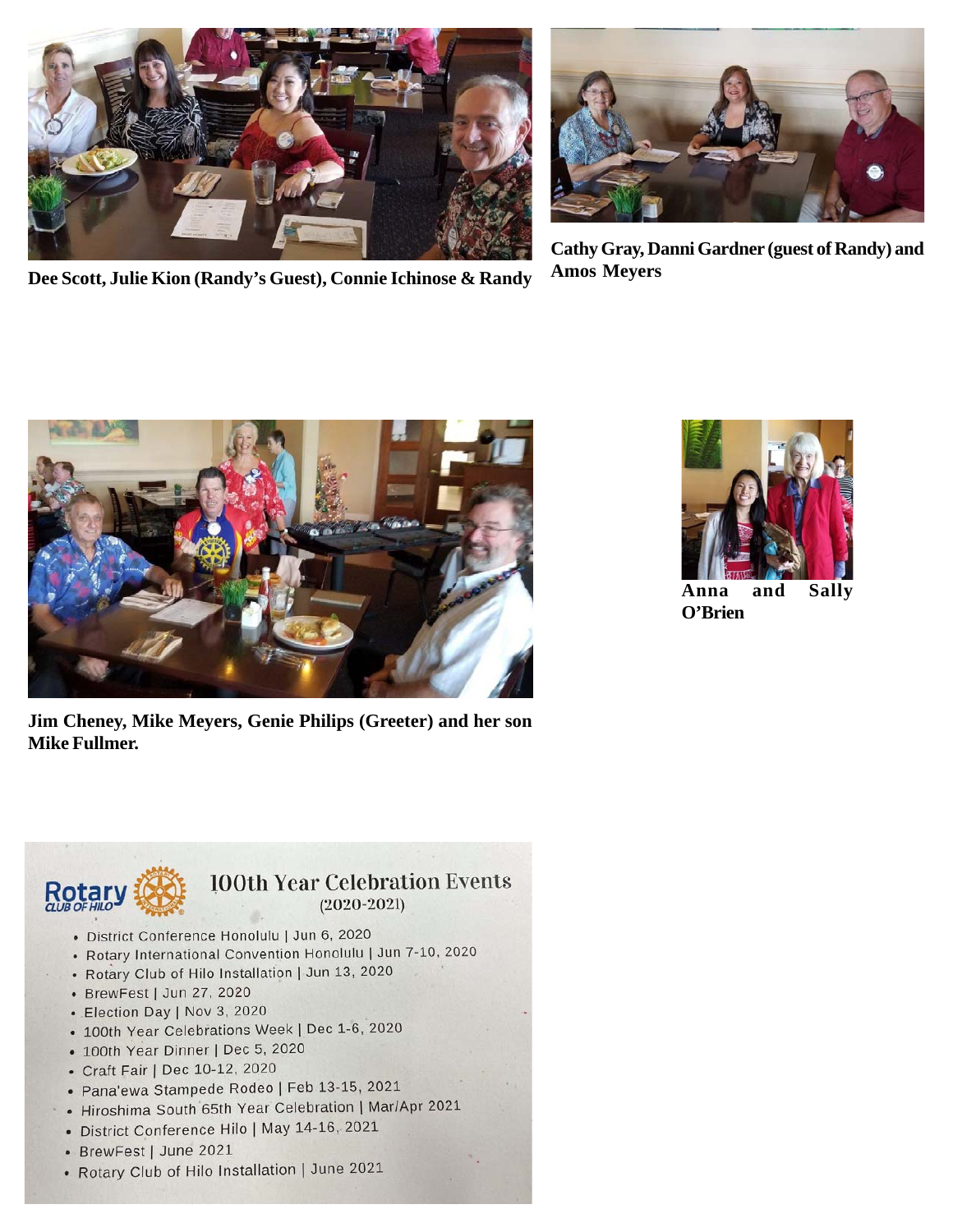**Dee Scott, Julie Kion (Randy's Guest), Connie Ichinose & Randy**

**Cathy Gray, Danni Gardner (guest of Randy) and Amos Meyers**

**Jim Cheney, Mike Meyers, Genie Philips (Greeter) and her son Mike Fullmer.**

**Anna and Sally O'Brien**

Rotary CLUB OF HILO

## 100th Year Celebration Events
(2020-2021)

- District Conference Honolulu | Jun 6, 2020
- Rotary International Convention Honolulu | Jun 7-10, 2020
- Rotary Club of Hilo Installation | Jun 13, 2020
- BrewFest | Jun 27, 2020
- Election Day | Nov 3, 2020
- 100th Year Celebrations Week | Dec 1-6, 2020
- 100th Year Dinner | Dec 5, 2020
- Craft Fair | Dec 10-12, 2020
- Pana'ewa Stampede Rodeo | Feb 13-15, 2021
- Hiroshima South 65th Year Celebration | Mar/Apr 2021
- District Conference Hilo | May 14-16, 2021
- BrewFest | June 2021
- Rotary Club of Hilo Installation | June 2021